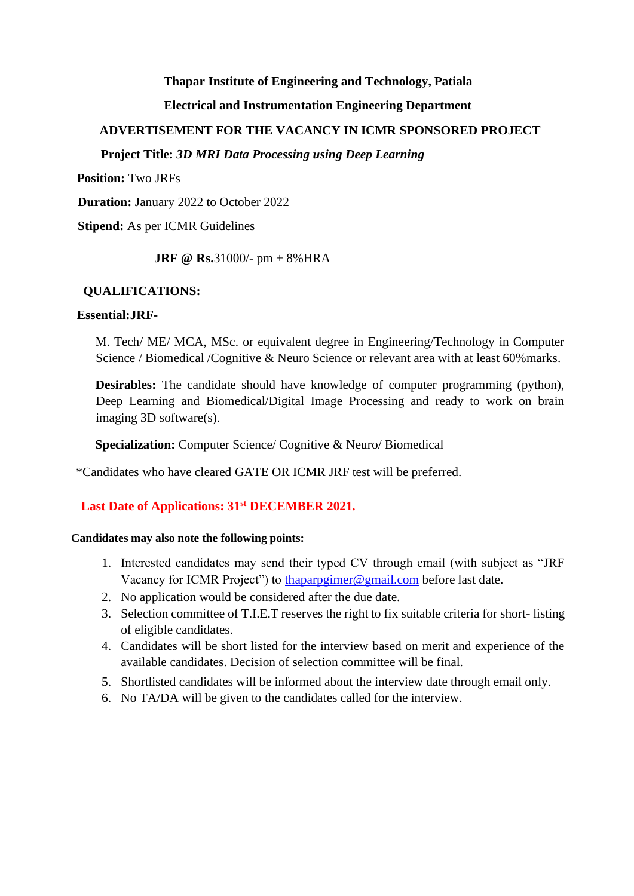**Thapar Institute of Engineering and Technology, Patiala**

**Electrical and Instrumentation Engineering Department**

**ADVERTISEMENT FOR THE VACANCY IN ICMR SPONSORED PROJECT**

**Project Title:** ***3D MRI Data Processing using Deep Learning***

**Position:** Two JRFs

**Duration:** January 2022 to October 2022

**Stipend:** As per ICMR Guidelines

**JRF @ Rs.**31000/- pm + 8%HRA

**QUALIFICATIONS:**

**Essential:JRF-**

M. Tech/ ME/ MCA, MSc. or equivalent degree in Engineering/Technology in Computer Science / Biomedical /Cognitive & Neuro Science or relevant area with at least 60%marks.

**Desirables:** The candidate should have knowledge of computer programming (python), Deep Learning and Biomedical/Digital Image Processing and ready to work on brain imaging 3D software(s).

**Specialization:** Computer Science/ Cognitive & Neuro/ Biomedical

*Candidates who have cleared GATE OR ICMR JRF test will be preferred.

**Last Date of Applications: 31st DECEMBER 2021.**

**Candidates may also note the following points:**

1. Interested candidates may send their typed CV through email (with subject as "JRF Vacancy for ICMR Project") to thaparpgimer@gmail.com before last date.
2. No application would be considered after the due date.
3. Selection committee of T.I.E.T reserves the right to fix suitable criteria for short- listing of eligible candidates.
4. Candidates will be short listed for the interview based on merit and experience of the available candidates. Decision of selection committee will be final.
5. Shortlisted candidates will be informed about the interview date through email only.
6. No TA/DA will be given to the candidates called for the interview.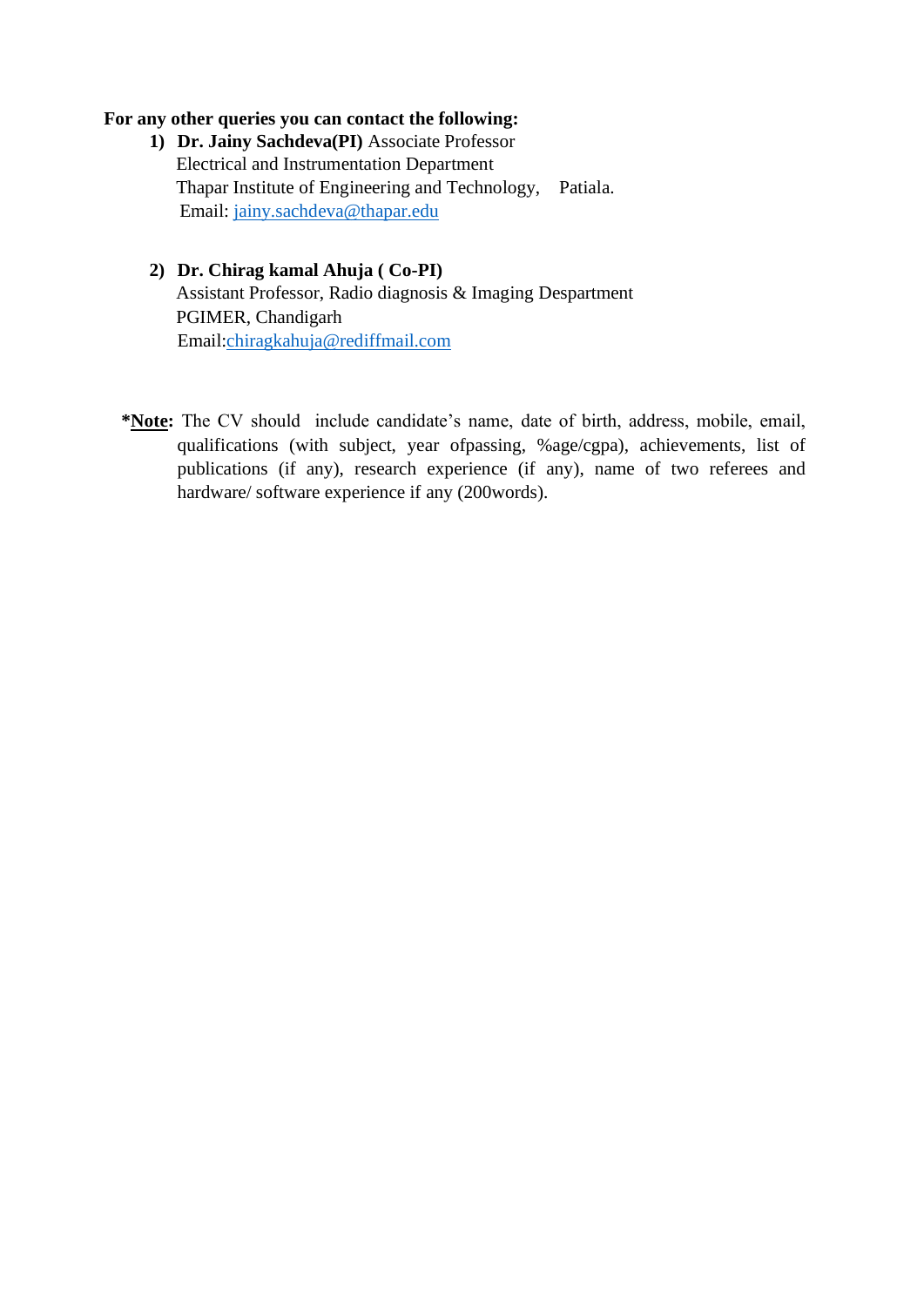**For any other queries you can contact the following:**

1) **Dr. Jainy Sachdeva(PI)** Associate Professor
   Electrical and Instrumentation Department
   Thapar Institute of Engineering and Technology, Patiala.
   Email: jainy.sachdeva@thapar.edu

2) **Dr. Chirag kamal Ahuja ( Co-PI)**
   Assistant Professor, Radio diagnosis & Imaging Despartment
   PGIMER, Chandigarh
   Email:chiragkahuja@rediffmail.com

***Note:** The CV should include candidate's name, date of birth, address, mobile, email, qualifications (with subject, year ofpassing, %age/cgpa), achievements, list of publications (if any), research experience (if any), name of two referees and hardware/ software experience if any (200words).